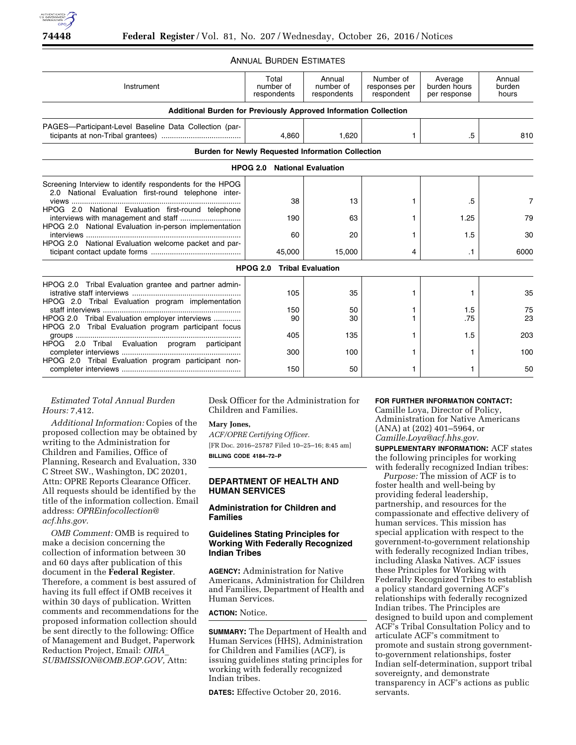### ANNUAL BURDEN ESTIMATES

| Instrument | Total number of respondents | Annual number of respondents | Number of responses per respondent | Average burden hours per response | Annual burden hours |
|---|---|---|---|---|---|
| **Additional Burden for Previously Approved Information Collection** | | | | | |
| PAGES—Participant-Level Baseline Data Collection (participants at non-Tribal grantees) | 4,860 | 1,620 | 1 | .5 | 810 |
| **Burden for Newly Requested Information Collection** | | | | | |
| **HPOG 2.0 National Evaluation** | | | | | |
| Screening Interview to identify respondents for the HPOG 2.0 National Evaluation first-round telephone interviews | 38 | 13 | 1 | .5 | 7 |
| HPOG 2.0 National Evaluation first-round telephone interviews with management and staff | 190 | 63 | 1 | 1.25 | 79 |
| HPOG 2.0 National Evaluation in-person implementation interviews | 60 | 20 | 1 | 1.5 | 30 |
| HPOG 2.0 National Evaluation welcome packet and participant contact update forms | 45,000 | 15,000 | 4 | .1 | 6000 |
| **HPOG 2.0 Tribal Evaluation** | | | | | |
| HPOG 2.0 Tribal Evaluation grantee and partner administrative staff interviews | 105 | 35 | 1 | 1 | 35 |
| HPOG 2.0 Tribal Evaluation program implementation staff interviews | 150 | 50 | 1 | 1.5 | 75 |
| HPOG 2.0 Tribal Evaluation employer interviews | 90 | 30 | 1 | .75 | 23 |
| HPOG 2.0 Tribal Evaluation program participant focus groups | 405 | 135 | 1 | 1.5 | 203 |
| HPOG 2.0 Tribal Evaluation program participant completer interviews | 300 | 100 | 1 | 1 | 100 |
| HPOG 2.0 Tribal Evaluation program participant non-completer interviews | 150 | 50 | 1 | 1 | 50 |

*Estimated Total Annual Burden Hours:* 7,412.

*Additional Information:* Copies of the proposed collection may be obtained by writing to the Administration for Children and Families, Office of Planning, Research and Evaluation, 330 C Street SW., Washington, DC 20201, Attn: OPRE Reports Clearance Officer. All requests should be identified by the title of the information collection. Email address: *OPREinfocollection@acf.hhs.gov.*

*OMB Comment:* OMB is required to make a decision concerning the collection of information between 30 and 60 days after publication of this document in the **Federal Register**. Therefore, a comment is best assured of having its full effect if OMB receives it within 30 days of publication. Written comments and recommendations for the proposed information collection should be sent directly to the following: Office of Management and Budget, Paperwork Reduction Project, Email: *OIRA_SUBMISSION@OMB.EOP.GOV,* Attn: Desk Officer for the Administration for Children and Families.

**Mary Jones,**

*ACF/OPRE Certifying Officer.*

[FR Doc. 2016–25787 Filed 10–25–16; 8:45 am]

**BILLING CODE 4184–72–P**

## DEPARTMENT OF HEALTH AND HUMAN SERVICES

### Administration for Children and Families

### Guidelines Stating Principles for Working With Federally Recognized Indian Tribes

**AGENCY:** Administration for Native Americans, Administration for Children and Families, Department of Health and Human Services.

**ACTION:** Notice.

**SUMMARY:** The Department of Health and Human Services (HHS), Administration for Children and Families (ACF), is issuing guidelines stating principles for working with federally recognized Indian tribes.

**DATES:** Effective October 20, 2016.

**FOR FURTHER INFORMATION CONTACT:** Camille Loya, Director of Policy, Administration for Native Americans (ANA) at (202) 401–5964, or *Camille.Loya@acf.hhs.gov.*

**SUPPLEMENTARY INFORMATION:** ACF states the following principles for working with federally recognized Indian tribes:

*Purpose:* The mission of ACF is to foster health and well-being by providing federal leadership, partnership, and resources for the compassionate and effective delivery of human services. This mission has special application with respect to the government-to-government relationship with federally recognized Indian tribes, including Alaska Natives. ACF issues these Principles for Working with Federally Recognized Tribes to establish a policy standard governing ACF's relationships with federally recognized Indian tribes. The Principles are designed to build upon and complement ACF's Tribal Consultation Policy and to articulate ACF's commitment to promote and sustain strong government-to-government relationships, foster Indian self-determination, support tribal sovereignty, and demonstrate transparency in ACF's actions as public servants.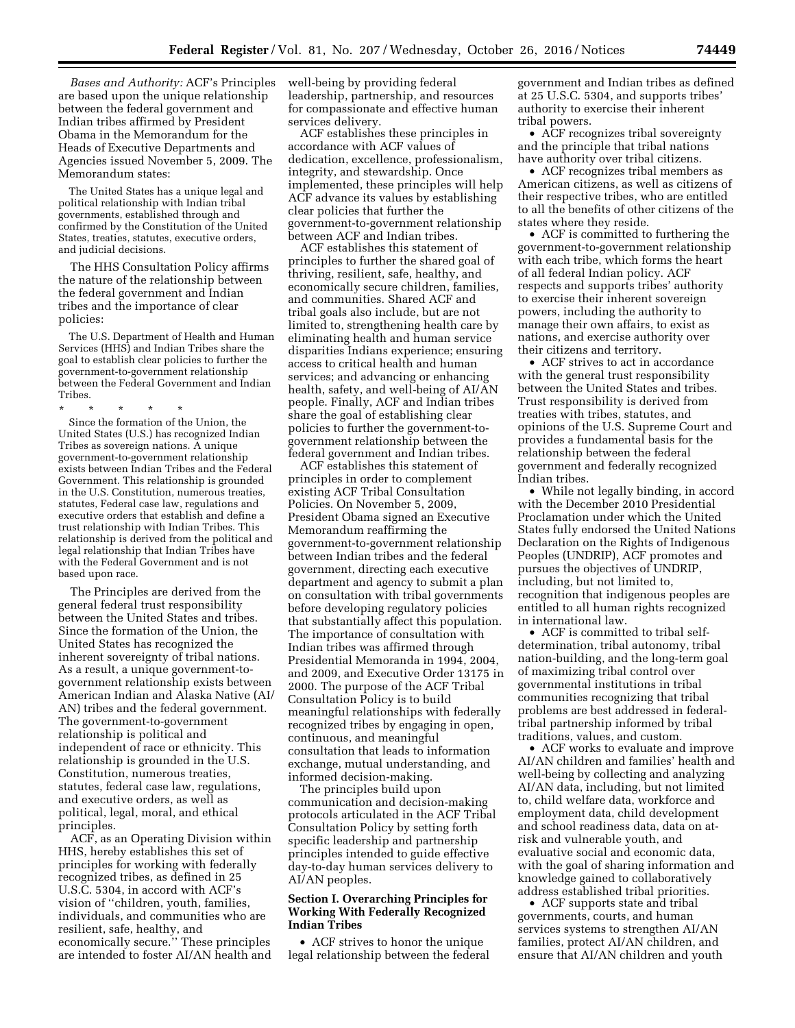*Bases and Authority:* ACF's Principles are based upon the unique relationship between the federal government and Indian tribes affirmed by President Obama in the Memorandum for the Heads of Executive Departments and Agencies issued November 5, 2009. The Memorandum states:

> The United States has a unique legal and political relationship with Indian tribal governments, established through and confirmed by the Constitution of the United States, treaties, statutes, executive orders, and judicial decisions.

The HHS Consultation Policy affirms the nature of the relationship between the federal government and Indian tribes and the importance of clear policies:

> The U.S. Department of Health and Human Services (HHS) and Indian Tribes share the goal to establish clear policies to further the government-to-government relationship between the Federal Government and Indian Tribes.
>
> \* \* \* \* \*
>
> Since the formation of the Union, the United States (U.S.) has recognized Indian Tribes as sovereign nations. A unique government-to-government relationship exists between Indian Tribes and the Federal Government. This relationship is grounded in the U.S. Constitution, numerous treaties, statutes, Federal case law, regulations and executive orders that establish and define a trust relationship with Indian Tribes. This relationship is derived from the political and legal relationship that Indian Tribes have with the Federal Government and is not based upon race.

The Principles are derived from the general federal trust responsibility between the United States and tribes. Since the formation of the Union, the United States has recognized the inherent sovereignty of tribal nations. As a result, a unique government-to-government relationship exists between American Indian and Alaska Native (AI/AN) tribes and the federal government. The government-to-government relationship is political and independent of race or ethnicity. This relationship is grounded in the U.S. Constitution, numerous treaties, statutes, federal case law, regulations, and executive orders, as well as political, legal, moral, and ethical principles.

ACF, as an Operating Division within HHS, hereby establishes this set of principles for working with federally recognized tribes, as defined in 25 U.S.C. 5304, in accord with ACF's vision of "children, youth, families, individuals, and communities who are resilient, safe, healthy, and economically secure." These principles are intended to foster AI/AN health and well-being by providing federal leadership, partnership, and resources for compassionate and effective human services delivery.

ACF establishes these principles in accordance with ACF values of dedication, excellence, professionalism, integrity, and stewardship. Once implemented, these principles will help ACF advance its values by establishing clear policies that further the government-to-government relationship between ACF and Indian tribes.

ACF establishes this statement of principles to further the shared goal of thriving, resilient, safe, healthy, and economically secure children, families, and communities. Shared ACF and tribal goals also include, but are not limited to, strengthening health care by eliminating health and human service disparities Indians experience; ensuring access to critical health and human services; and advancing or enhancing health, safety, and well-being of AI/AN people. Finally, ACF and Indian tribes share the goal of establishing clear policies to further the government-to-government relationship between the federal government and Indian tribes.

ACF establishes this statement of principles in order to complement existing ACF Tribal Consultation Policies. On November 5, 2009, President Obama signed an Executive Memorandum reaffirming the government-to-government relationship between Indian tribes and the federal government, directing each executive department and agency to submit a plan on consultation with tribal governments before developing regulatory policies that substantially affect this population. The importance of consultation with Indian tribes was affirmed through Presidential Memoranda in 1994, 2004, and 2009, and Executive Order 13175 in 2000. The purpose of the ACF Tribal Consultation Policy is to build meaningful relationships with federally recognized tribes by engaging in open, continuous, and meaningful consultation that leads to information exchange, mutual understanding, and informed decision-making.

The principles build upon communication and decision-making protocols articulated in the ACF Tribal Consultation Policy by setting forth specific leadership and partnership principles intended to guide effective day-to-day human services delivery to AI/AN peoples.

## Section I. Overarching Principles for Working With Federally Recognized Indian Tribes

- ACF strives to honor the unique legal relationship between the federal government and Indian tribes as defined at 25 U.S.C. 5304, and supports tribes' authority to exercise their inherent tribal powers.
- ACF recognizes tribal sovereignty and the principle that tribal nations have authority over tribal citizens.
- ACF recognizes tribal members as American citizens, as well as citizens of their respective tribes, who are entitled to all the benefits of other citizens of the states where they reside.
- ACF is committed to furthering the government-to-government relationship with each tribe, which forms the heart of all federal Indian policy. ACF respects and supports tribes' authority to exercise their inherent sovereign powers, including the authority to manage their own affairs, to exist as nations, and exercise authority over their citizens and territory.
- ACF strives to act in accordance with the general trust responsibility between the United States and tribes. Trust responsibility is derived from treaties with tribes, statutes, and opinions of the U.S. Supreme Court and provides a fundamental basis for the relationship between the federal government and federally recognized Indian tribes.
- While not legally binding, in accord with the December 2010 Presidential Proclamation under which the United States fully endorsed the United Nations Declaration on the Rights of Indigenous Peoples (UNDRIP), ACF promotes and pursues the objectives of UNDRIP, including, but not limited to, recognition that indigenous peoples are entitled to all human rights recognized in international law.
- ACF is committed to tribal self-determination, tribal autonomy, tribal nation-building, and the long-term goal of maximizing tribal control over governmental institutions in tribal communities recognizing that tribal problems are best addressed in federal-tribal partnership informed by tribal traditions, values, and custom.
- ACF works to evaluate and improve AI/AN children and families' health and well-being by collecting and analyzing AI/AN data, including, but not limited to, child welfare data, workforce and employment data, child development and school readiness data, data on at-risk and vulnerable youth, and evaluative social and economic data, with the goal of sharing information and knowledge gained to collaboratively address established tribal priorities.
- ACF supports state and tribal governments, courts, and human services systems to strengthen AI/AN families, protect AI/AN children, and ensure that AI/AN children and youth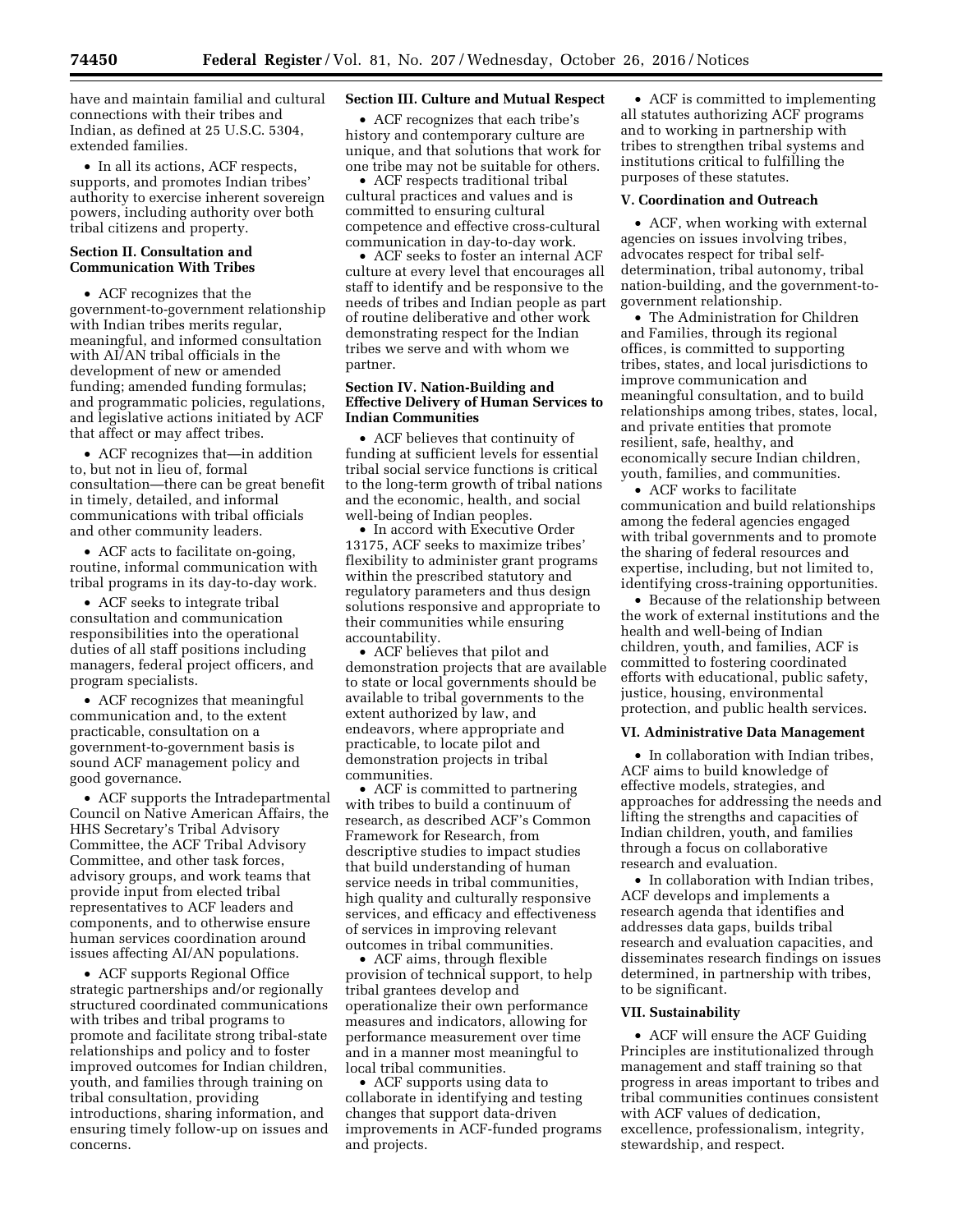have and maintain familial and cultural connections with their tribes and Indian, as defined at 25 U.S.C. 5304, extended families.

- In all its actions, ACF respects, supports, and promotes Indian tribes' authority to exercise inherent sovereign powers, including authority over both tribal citizens and property.

### Section II. Consultation and Communication With Tribes

- ACF recognizes that the government-to-government relationship with Indian tribes merits regular, meaningful, and informed consultation with AI/AN tribal officials in the development of new or amended funding; amended funding formulas; and programmatic policies, regulations, and legislative actions initiated by ACF that affect or may affect tribes.

- ACF recognizes that—in addition to, but not in lieu of, formal consultation—there can be great benefit in timely, detailed, and informal communications with tribal officials and other community leaders.

- ACF acts to facilitate on-going, routine, informal communication with tribal programs in its day-to-day work.

- ACF seeks to integrate tribal consultation and communication responsibilities into the operational duties of all staff positions including managers, federal project officers, and program specialists.

- ACF recognizes that meaningful communication and, to the extent practicable, consultation on a government-to-government basis is sound ACF management policy and good governance.

- ACF supports the Intradepartmental Council on Native American Affairs, the HHS Secretary's Tribal Advisory Committee, the ACF Tribal Advisory Committee, and other task forces, advisory groups, and work teams that provide input from elected tribal representatives to ACF leaders and components, and to otherwise ensure human services coordination around issues affecting AI/AN populations.

- ACF supports Regional Office strategic partnerships and/or regionally structured coordinated communications with tribes and tribal programs to promote and facilitate strong tribal-state relationships and policy and to foster improved outcomes for Indian children, youth, and families through training on tribal consultation, providing introductions, sharing information, and ensuring timely follow-up on issues and concerns.

### Section III. Culture and Mutual Respect

- ACF recognizes that each tribe's history and contemporary culture are unique, and that solutions that work for one tribe may not be suitable for others.

- ACF respects traditional tribal cultural practices and values and is committed to ensuring cultural competence and effective cross-cultural communication in day-to-day work.

- ACF seeks to foster an internal ACF culture at every level that encourages all staff to identify and be responsive to the needs of tribes and Indian people as part of routine deliberative and other work demonstrating respect for the Indian tribes we serve and with whom we partner.

### Section IV. Nation-Building and Effective Delivery of Human Services to Indian Communities

- ACF believes that continuity of funding at sufficient levels for essential tribal social service functions is critical to the long-term growth of tribal nations and the economic, health, and social well-being of Indian peoples.

- In accord with Executive Order 13175, ACF seeks to maximize tribes' flexibility to administer grant programs within the prescribed statutory and regulatory parameters and thus design solutions responsive and appropriate to their communities while ensuring accountability.

- ACF believes that pilot and demonstration projects that are available to state or local governments should be available to tribal governments to the extent authorized by law, and endeavors, where appropriate and practicable, to locate pilot and demonstration projects in tribal communities.

- ACF is committed to partnering with tribes to build a continuum of research, as described ACF's Common Framework for Research, from descriptive studies to impact studies that build understanding of human service needs in tribal communities, high quality and culturally responsive services, and efficacy and effectiveness of services in improving relevant outcomes in tribal communities.

- ACF aims, through flexible provision of technical support, to help tribal grantees develop and operationalize their own performance measures and indicators, allowing for performance measurement over time and in a manner most meaningful to local tribal communities.

- ACF supports using data to collaborate in identifying and testing changes that support data-driven improvements in ACF-funded programs and projects.

- ACF is committed to implementing all statutes authorizing ACF programs and to working in partnership with tribes to strengthen tribal systems and institutions critical to fulfilling the purposes of these statutes.

### V. Coordination and Outreach

- ACF, when working with external agencies on issues involving tribes, advocates respect for tribal self-determination, tribal autonomy, tribal nation-building, and the government-to-government relationship.

- The Administration for Children and Families, through its regional offices, is committed to supporting tribes, states, and local jurisdictions to improve communication and meaningful consultation, and to build relationships among tribes, states, local, and private entities that promote resilient, safe, healthy, and economically secure Indian children, youth, families, and communities.

- ACF works to facilitate communication and build relationships among the federal agencies engaged with tribal governments and to promote the sharing of federal resources and expertise, including, but not limited to, identifying cross-training opportunities.

- Because of the relationship between the work of external institutions and the health and well-being of Indian children, youth, and families, ACF is committed to fostering coordinated efforts with educational, public safety, justice, housing, environmental protection, and public health services.

### VI. Administrative Data Management

- In collaboration with Indian tribes, ACF aims to build knowledge of effective models, strategies, and approaches for addressing the needs and lifting the strengths and capacities of Indian children, youth, and families through a focus on collaborative research and evaluation.

- In collaboration with Indian tribes, ACF develops and implements a research agenda that identifies and addresses data gaps, builds tribal research and evaluation capacities, and disseminates research findings on issues determined, in partnership with tribes, to be significant.

### VII. Sustainability

- ACF will ensure the ACF Guiding Principles are institutionalized through management and staff training so that progress in areas important to tribes and tribal communities continues consistent with ACF values of dedication, excellence, professionalism, integrity, stewardship, and respect.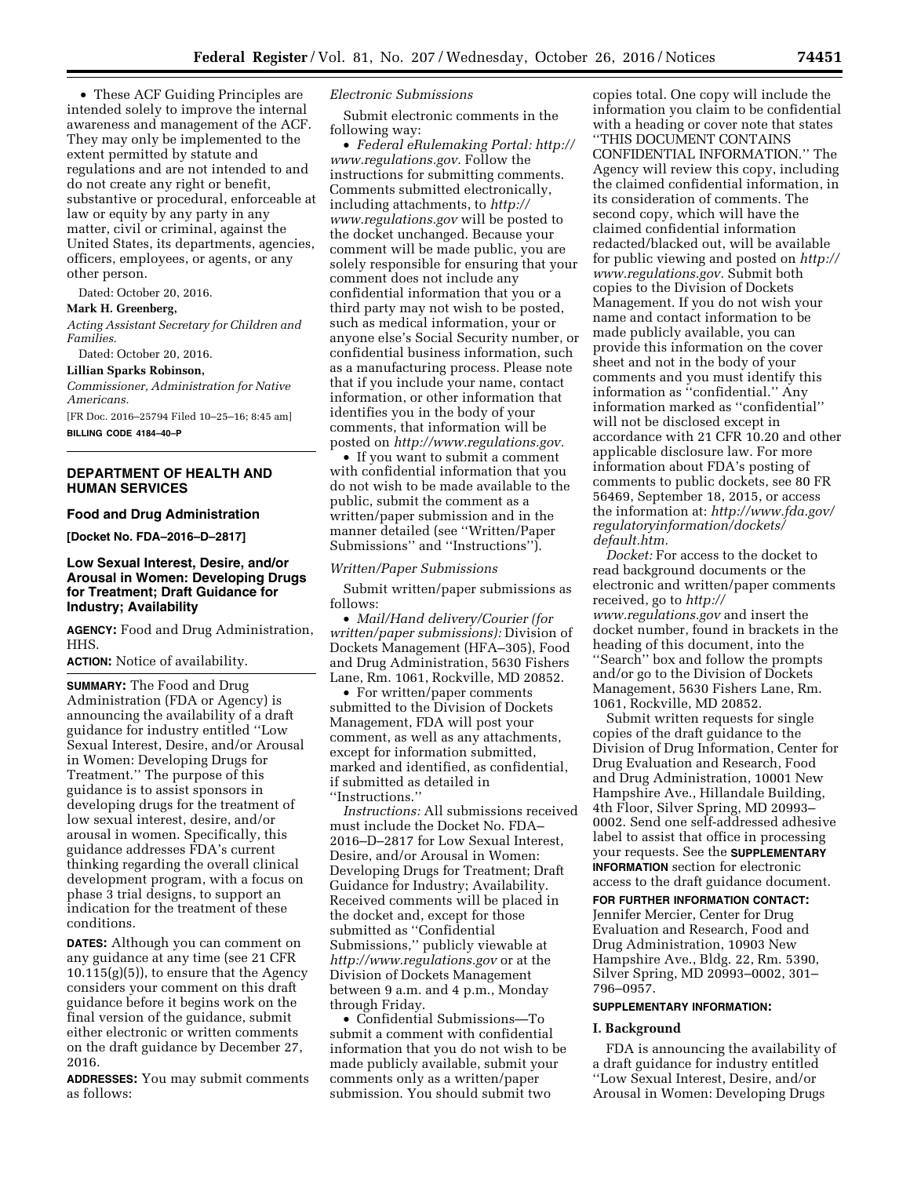- These ACF Guiding Principles are intended solely to improve the internal awareness and management of the ACF. They may only be implemented to the extent permitted by statute and regulations and are not intended to and do not create any right or benefit, substantive or procedural, enforceable at law or equity by any party in any matter, civil or criminal, against the United States, its departments, agencies, officers, employees, or agents, or any other person.

Dated: October 20, 2016.

**Mark H. Greenberg,**

*Acting Assistant Secretary for Children and Families.*

Dated: October 20, 2016.

**Lillian Sparks Robinson,**

*Commissioner, Administration for Native Americans.*

[FR Doc. 2016–25794 Filed 10–25–16; 8:45 am]

**BILLING CODE 4184–40–P**

## DEPARTMENT OF HEALTH AND HUMAN SERVICES

### Food and Drug Administration

**[Docket No. FDA–2016–D–2817]**

### Low Sexual Interest, Desire, and/or Arousal in Women: Developing Drugs for Treatment; Draft Guidance for Industry; Availability

**AGENCY:** Food and Drug Administration, HHS.

**ACTION:** Notice of availability.

**SUMMARY:** The Food and Drug Administration (FDA or Agency) is announcing the availability of a draft guidance for industry entitled ''Low Sexual Interest, Desire, and/or Arousal in Women: Developing Drugs for Treatment.'' The purpose of this guidance is to assist sponsors in developing drugs for the treatment of low sexual interest, desire, and/or arousal in women. Specifically, this guidance addresses FDA's current thinking regarding the overall clinical development program, with a focus on phase 3 trial designs, to support an indication for the treatment of these conditions.

**DATES:** Although you can comment on any guidance at any time (see 21 CFR 10.115(g)(5)), to ensure that the Agency considers your comment on this draft guidance before it begins work on the final version of the guidance, submit either electronic or written comments on the draft guidance by December 27, 2016.

**ADDRESSES:** You may submit comments as follows:

*Electronic Submissions*

Submit electronic comments in the following way:

- *Federal eRulemaking Portal: http://www.regulations.gov.* Follow the instructions for submitting comments. Comments submitted electronically, including attachments, to *http://www.regulations.gov* will be posted to the docket unchanged. Because your comment will be made public, you are solely responsible for ensuring that your comment does not include any confidential information that you or a third party may not wish to be posted, such as medical information, your or anyone else's Social Security number, or confidential business information, such as a manufacturing process. Please note that if you include your name, contact information, or other information that identifies you in the body of your comments, that information will be posted on *http://www.regulations.gov.*
- If you want to submit a comment with confidential information that you do not wish to be made available to the public, submit the comment as a written/paper submission and in the manner detailed (see ''Written/Paper Submissions'' and ''Instructions'').

*Written/Paper Submissions*

Submit written/paper submissions as follows:

- *Mail/Hand delivery/Courier (for written/paper submissions):* Division of Dockets Management (HFA–305), Food and Drug Administration, 5630 Fishers Lane, Rm. 1061, Rockville, MD 20852.
- For written/paper comments submitted to the Division of Dockets Management, FDA will post your comment, as well as any attachments, except for information submitted, marked and identified, as confidential, if submitted as detailed in ''Instructions.''

*Instructions:* All submissions received must include the Docket No. FDA–2016–D–2817 for Low Sexual Interest, Desire, and/or Arousal in Women: Developing Drugs for Treatment; Draft Guidance for Industry; Availability. Received comments will be placed in the docket and, except for those submitted as ''Confidential Submissions,'' publicly viewable at *http://www.regulations.gov* or at the Division of Dockets Management between 9 a.m. and 4 p.m., Monday through Friday.

- Confidential Submissions—To submit a comment with confidential information that you do not wish to be made publicly available, submit your comments only as a written/paper submission. You should submit two copies total. One copy will include the information you claim to be confidential with a heading or cover note that states ''THIS DOCUMENT CONTAINS CONFIDENTIAL INFORMATION.'' The Agency will review this copy, including the claimed confidential information, in its consideration of comments. The second copy, which will have the claimed confidential information redacted/blacked out, will be available for public viewing and posted on *http://www.regulations.gov.* Submit both copies to the Division of Dockets Management. If you do not wish your name and contact information to be made publicly available, you can provide this information on the cover sheet and not in the body of your comments and you must identify this information as ''confidential.'' Any information marked as ''confidential'' will not be disclosed except in accordance with 21 CFR 10.20 and other applicable disclosure law. For more information about FDA's posting of comments to public dockets, see 80 FR 56469, September 18, 2015, or access the information at: *http://www.fda.gov/regulatoryinformation/dockets/default.htm.*

*Docket:* For access to the docket to read background documents or the electronic and written/paper comments received, go to *http://www.regulations.gov* and insert the docket number, found in brackets in the heading of this document, into the ''Search'' box and follow the prompts and/or go to the Division of Dockets Management, 5630 Fishers Lane, Rm. 1061, Rockville, MD 20852.

Submit written requests for single copies of the draft guidance to the Division of Drug Information, Center for Drug Evaluation and Research, Food and Drug Administration, 10001 New Hampshire Ave., Hillandale Building, 4th Floor, Silver Spring, MD 20993–0002. Send one self-addressed adhesive label to assist that office in processing your requests. See the **SUPPLEMENTARY INFORMATION** section for electronic access to the draft guidance document.

**FOR FURTHER INFORMATION CONTACT:** Jennifer Mercier, Center for Drug Evaluation and Research, Food and Drug Administration, 10903 New Hampshire Ave., Bldg. 22, Rm. 5390, Silver Spring, MD 20993–0002, 301–796–0957.

**SUPPLEMENTARY INFORMATION:**

**I. Background**

FDA is announcing the availability of a draft guidance for industry entitled ''Low Sexual Interest, Desire, and/or Arousal in Women: Developing Drugs